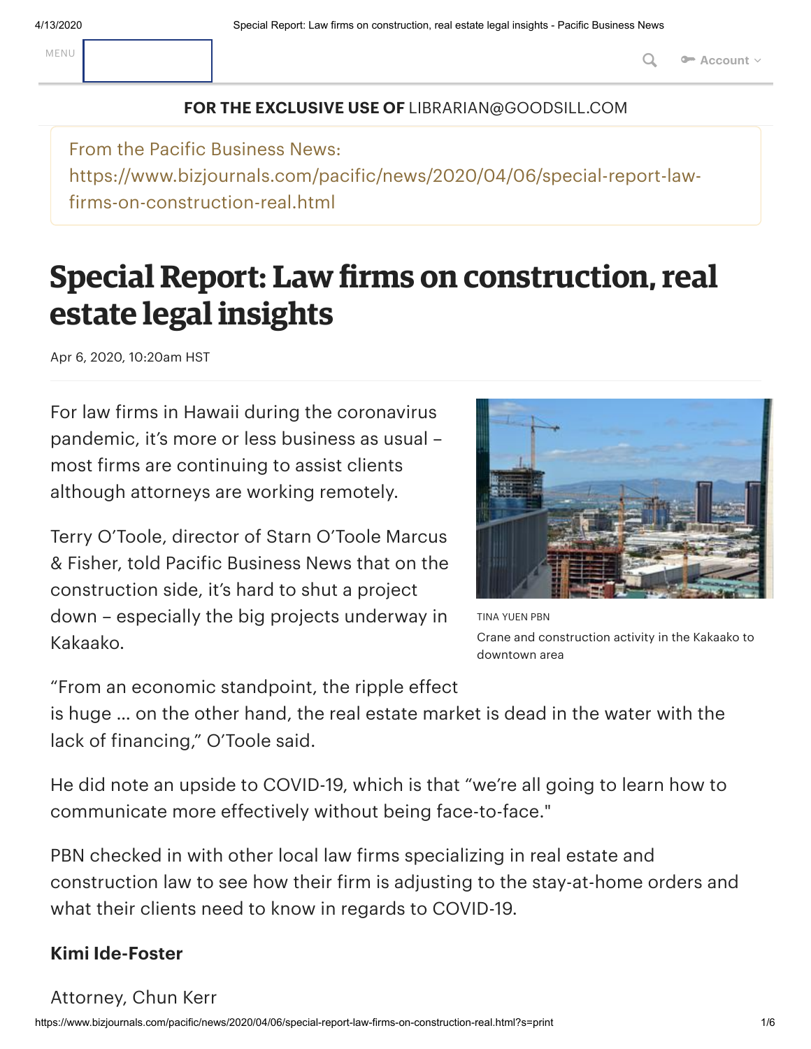FOR THE EXCLUSIVE USE OF LIBRARIAN@GOODSILL.COM

From the Pacific Business News:
https://www.bizjournals.com/pacific/news/2020/04/06/special-report-law-firms-on-construction-real.html

# Special Report: Law firms on construction, real estate legal insights

Apr 6, 2020, 10:20am HST

For law firms in Hawaii during the coronavirus pandemic, it's more or less business as usual – most firms are continuing to assist clients although attorneys are working remotely.

Terry O'Toole, director of Starn O'Toole Marcus & Fisher, told Pacific Business News that on the construction side, it's hard to shut a project down – especially the big projects underway in Kakaako.

TINA YUEN PBN

Crane and construction activity in the Kakaako to downtown area

"From an economic standpoint, the ripple effect is huge … on the other hand, the real estate market is dead in the water with the lack of financing," O'Toole said.

He did note an upside to COVID-19, which is that "we're all going to learn how to communicate more effectively without being face-to-face."

PBN checked in with other local law firms specializing in real estate and construction law to see how their firm is adjusting to the stay-at-home orders and what their clients need to know in regards to COVID-19.

**Kimi Ide-Foster**

Attorney, Chun Kerr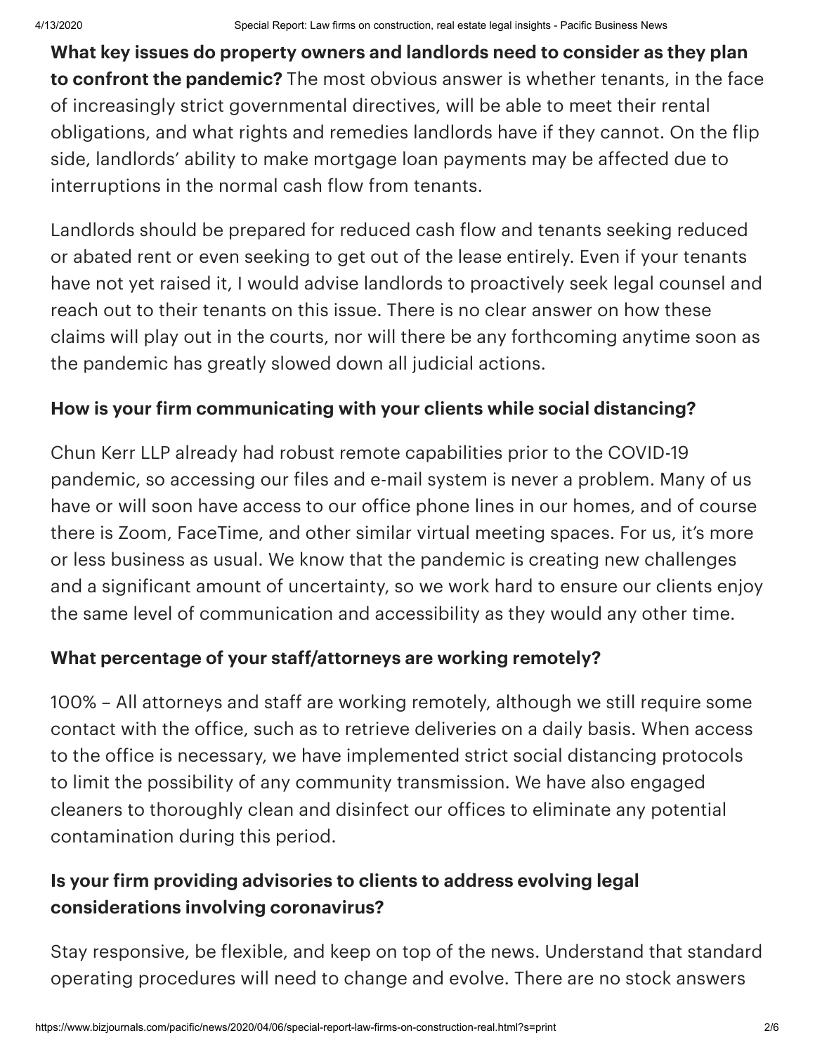**What key issues do property owners and landlords need to consider as they plan to confront the pandemic?** The most obvious answer is whether tenants, in the face of increasingly strict governmental directives, will be able to meet their rental obligations, and what rights and remedies landlords have if they cannot. On the flip side, landlords' ability to make mortgage loan payments may be affected due to interruptions in the normal cash flow from tenants.

Landlords should be prepared for reduced cash flow and tenants seeking reduced or abated rent or even seeking to get out of the lease entirely. Even if your tenants have not yet raised it, I would advise landlords to proactively seek legal counsel and reach out to their tenants on this issue. There is no clear answer on how these claims will play out in the courts, nor will there be any forthcoming anytime soon as the pandemic has greatly slowed down all judicial actions.

**How is your firm communicating with your clients while social distancing?**

Chun Kerr LLP already had robust remote capabilities prior to the COVID-19 pandemic, so accessing our files and e-mail system is never a problem. Many of us have or will soon have access to our office phone lines in our homes, and of course there is Zoom, FaceTime, and other similar virtual meeting spaces. For us, it's more or less business as usual. We know that the pandemic is creating new challenges and a significant amount of uncertainty, so we work hard to ensure our clients enjoy the same level of communication and accessibility as they would any other time.

**What percentage of your staff/attorneys are working remotely?**

100% – All attorneys and staff are working remotely, although we still require some contact with the office, such as to retrieve deliveries on a daily basis. When access to the office is necessary, we have implemented strict social distancing protocols to limit the possibility of any community transmission. We have also engaged cleaners to thoroughly clean and disinfect our offices to eliminate any potential contamination during this period.

**Is your firm providing advisories to clients to address evolving legal considerations involving coronavirus?**

Stay responsive, be flexible, and keep on top of the news. Understand that standard operating procedures will need to change and evolve. There are no stock answers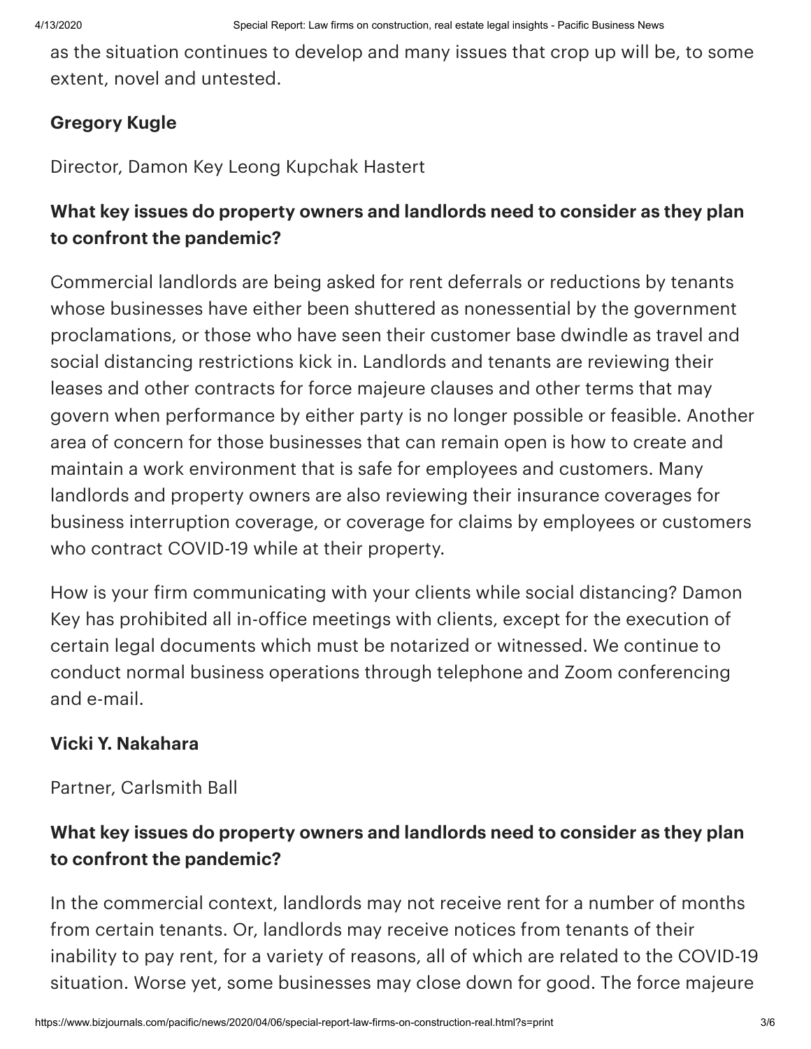as the situation continues to develop and many issues that crop up will be, to some extent, novel and untested.

**Gregory Kugle**

Director, Damon Key Leong Kupchak Hastert

**What key issues do property owners and landlords need to consider as they plan to confront the pandemic?**

Commercial landlords are being asked for rent deferrals or reductions by tenants whose businesses have either been shuttered as nonessential by the government proclamations, or those who have seen their customer base dwindle as travel and social distancing restrictions kick in. Landlords and tenants are reviewing their leases and other contracts for force majeure clauses and other terms that may govern when performance by either party is no longer possible or feasible. Another area of concern for those businesses that can remain open is how to create and maintain a work environment that is safe for employees and customers. Many landlords and property owners are also reviewing their insurance coverages for business interruption coverage, or coverage for claims by employees or customers who contract COVID-19 while at their property.

How is your firm communicating with your clients while social distancing? Damon Key has prohibited all in-office meetings with clients, except for the execution of certain legal documents which must be notarized or witnessed. We continue to conduct normal business operations through telephone and Zoom conferencing and e-mail.

**Vicki Y. Nakahara**

Partner, Carlsmith Ball

**What key issues do property owners and landlords need to consider as they plan to confront the pandemic?**

In the commercial context, landlords may not receive rent for a number of months from certain tenants. Or, landlords may receive notices from tenants of their inability to pay rent, for a variety of reasons, all of which are related to the COVID-19 situation. Worse yet, some businesses may close down for good. The force majeure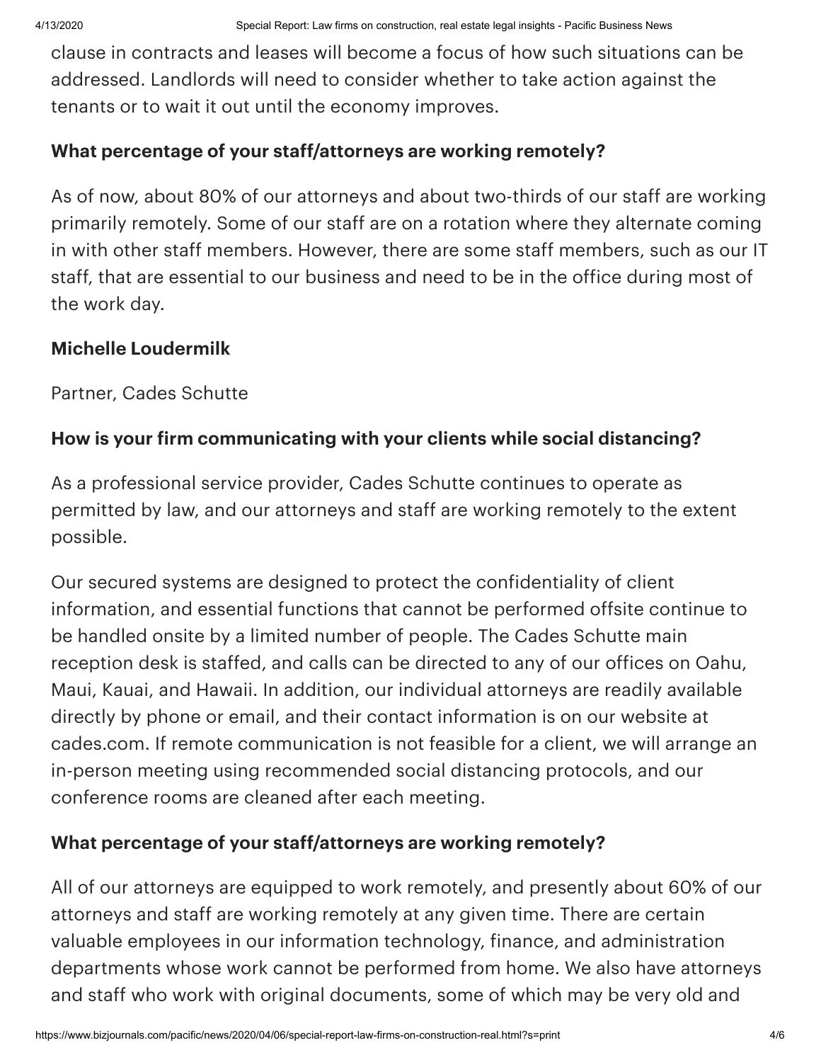clause in contracts and leases will become a focus of how such situations can be addressed. Landlords will need to consider whether to take action against the tenants or to wait it out until the economy improves.

**What percentage of your staff/attorneys are working remotely?**

As of now, about 80% of our attorneys and about two-thirds of our staff are working primarily remotely. Some of our staff are on a rotation where they alternate coming in with other staff members. However, there are some staff members, such as our IT staff, that are essential to our business and need to be in the office during most of the work day.

**Michelle Loudermilk**

Partner, Cades Schutte

**How is your firm communicating with your clients while social distancing?**

As a professional service provider, Cades Schutte continues to operate as permitted by law, and our attorneys and staff are working remotely to the extent possible.

Our secured systems are designed to protect the confidentiality of client information, and essential functions that cannot be performed offsite continue to be handled onsite by a limited number of people. The Cades Schutte main reception desk is staffed, and calls can be directed to any of our offices on Oahu, Maui, Kauai, and Hawaii. In addition, our individual attorneys are readily available directly by phone or email, and their contact information is on our website at cades.com. If remote communication is not feasible for a client, we will arrange an in-person meeting using recommended social distancing protocols, and our conference rooms are cleaned after each meeting.

**What percentage of your staff/attorneys are working remotely?**

All of our attorneys are equipped to work remotely, and presently about 60% of our attorneys and staff are working remotely at any given time. There are certain valuable employees in our information technology, finance, and administration departments whose work cannot be performed from home. We also have attorneys and staff who work with original documents, some of which may be very old and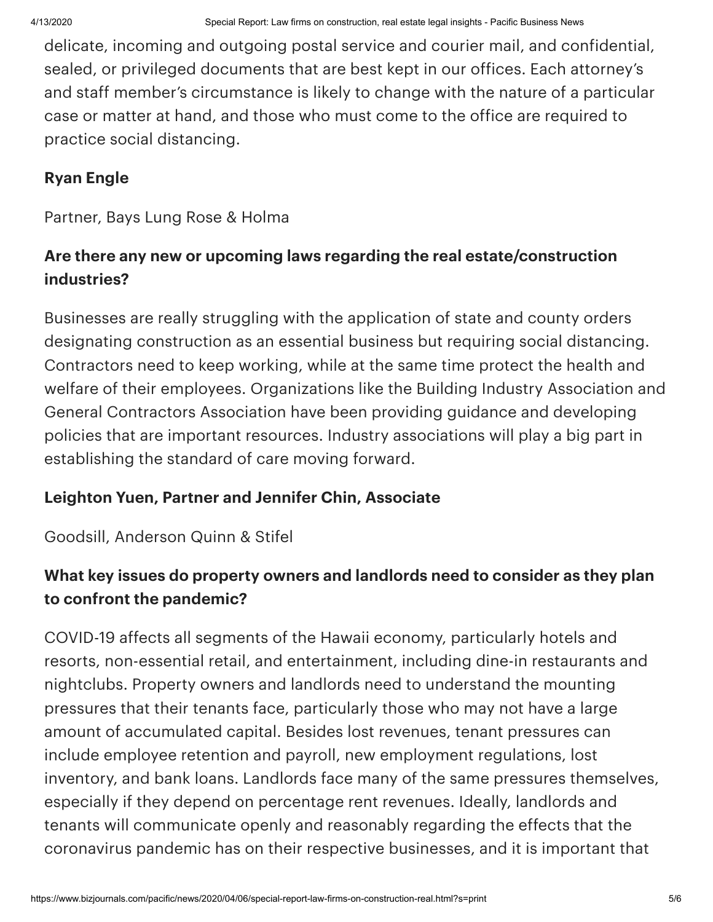delicate, incoming and outgoing postal service and courier mail, and confidential, sealed, or privileged documents that are best kept in our offices. Each attorney's and staff member's circumstance is likely to change with the nature of a particular case or matter at hand, and those who must come to the office are required to practice social distancing.

**Ryan Engle**

Partner, Bays Lung Rose & Holma

**Are there any new or upcoming laws regarding the real estate/construction industries?**

Businesses are really struggling with the application of state and county orders designating construction as an essential business but requiring social distancing. Contractors need to keep working, while at the same time protect the health and welfare of their employees. Organizations like the Building Industry Association and General Contractors Association have been providing guidance and developing policies that are important resources. Industry associations will play a big part in establishing the standard of care moving forward.

**Leighton Yuen, Partner and Jennifer Chin, Associate**

Goodsill, Anderson Quinn & Stifel

**What key issues do property owners and landlords need to consider as they plan to confront the pandemic?**

COVID-19 affects all segments of the Hawaii economy, particularly hotels and resorts, non-essential retail, and entertainment, including dine-in restaurants and nightclubs. Property owners and landlords need to understand the mounting pressures that their tenants face, particularly those who may not have a large amount of accumulated capital. Besides lost revenues, tenant pressures can include employee retention and payroll, new employment regulations, lost inventory, and bank loans. Landlords face many of the same pressures themselves, especially if they depend on percentage rent revenues. Ideally, landlords and tenants will communicate openly and reasonably regarding the effects that the coronavirus pandemic has on their respective businesses, and it is important that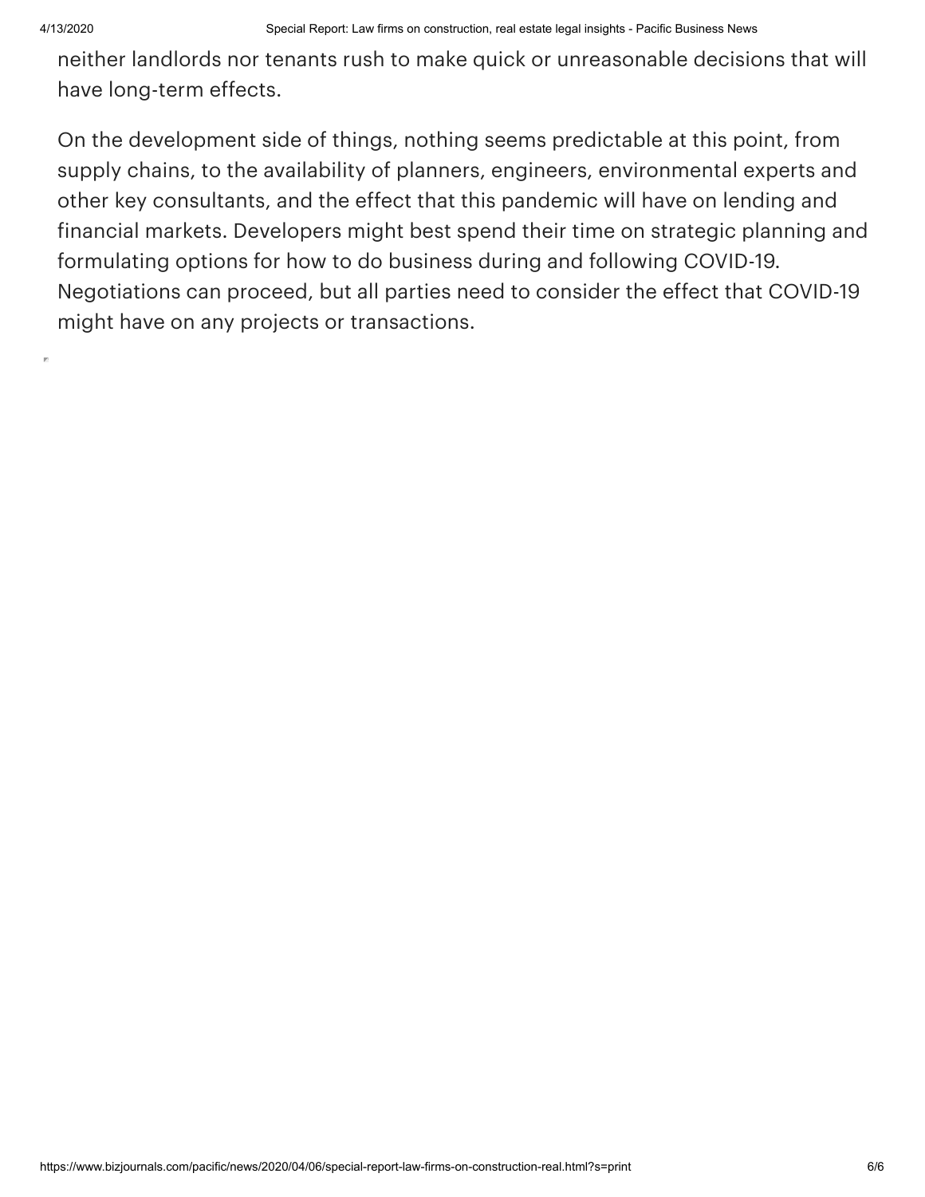neither landlords nor tenants rush to make quick or unreasonable decisions that will have long-term effects.

On the development side of things, nothing seems predictable at this point, from supply chains, to the availability of planners, engineers, environmental experts and other key consultants, and the effect that this pandemic will have on lending and financial markets. Developers might best spend their time on strategic planning and formulating options for how to do business during and following COVID-19. Negotiations can proceed, but all parties need to consider the effect that COVID-19 might have on any projects or transactions.